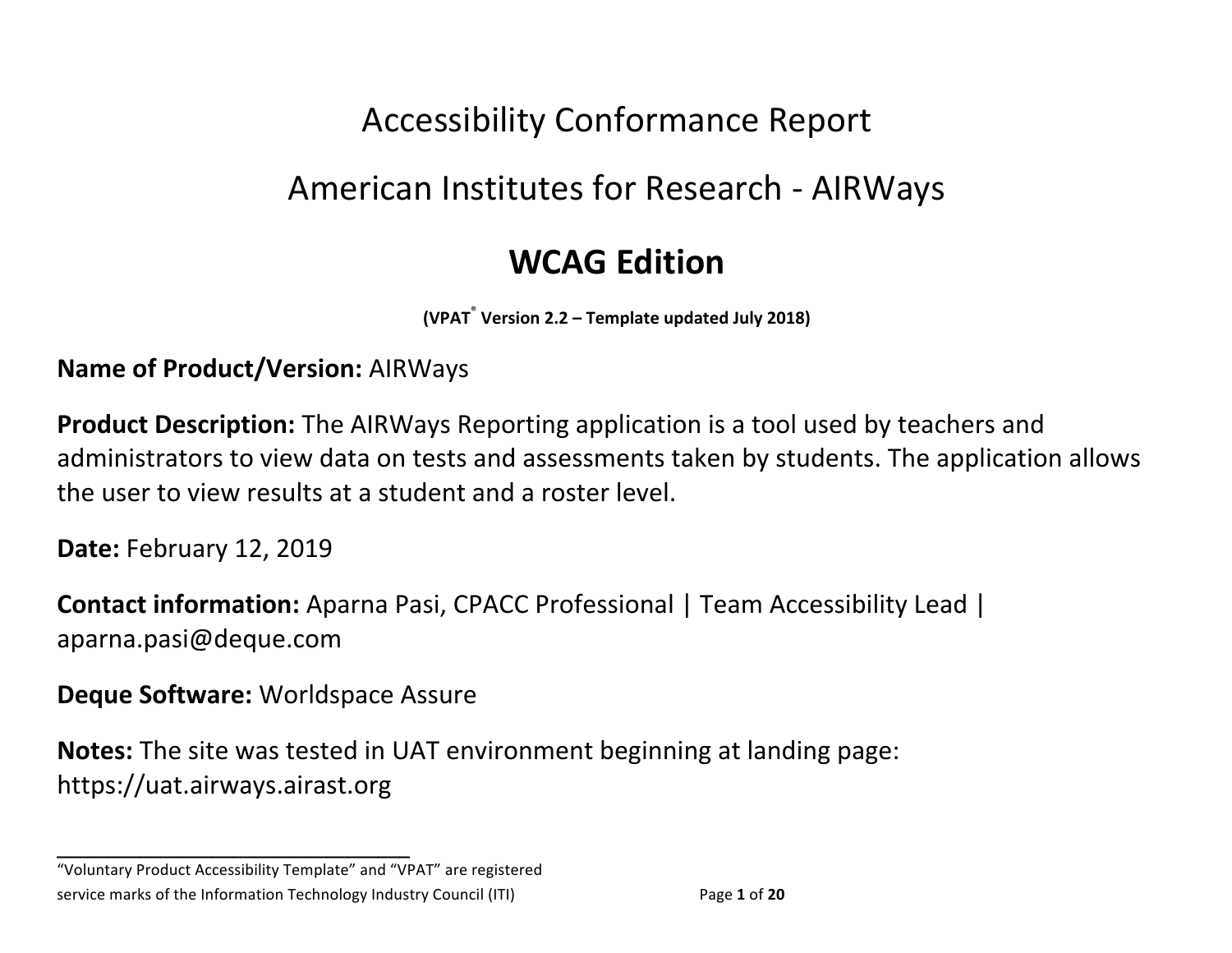# Accessibility Conformance Report

## American Institutes for Research - AIRWays

## WCAG Edition

**(VPAT® Version 2.2 – Template updated July 2018)**

**Name of Product/Version:** AIRWays

**Product Description:** The AIRWays Reporting application is a tool used by teachers and administrators to view data on tests and assessments taken by students. The application allows the user to view results at a student and a roster level.

**Date:** February 12, 2019

**Contact information:** Aparna Pasi, CPACC Professional | Team Accessibility Lead | aparna.pasi@deque.com

**Deque Software:** Worldspace Assure

**Notes:** The site was tested in UAT environment beginning at landing page: https://uat.airways.airast.org

---

"Voluntary Product Accessibility Template" and "VPAT" are registered service marks of the Information Technology Industry Council (ITI)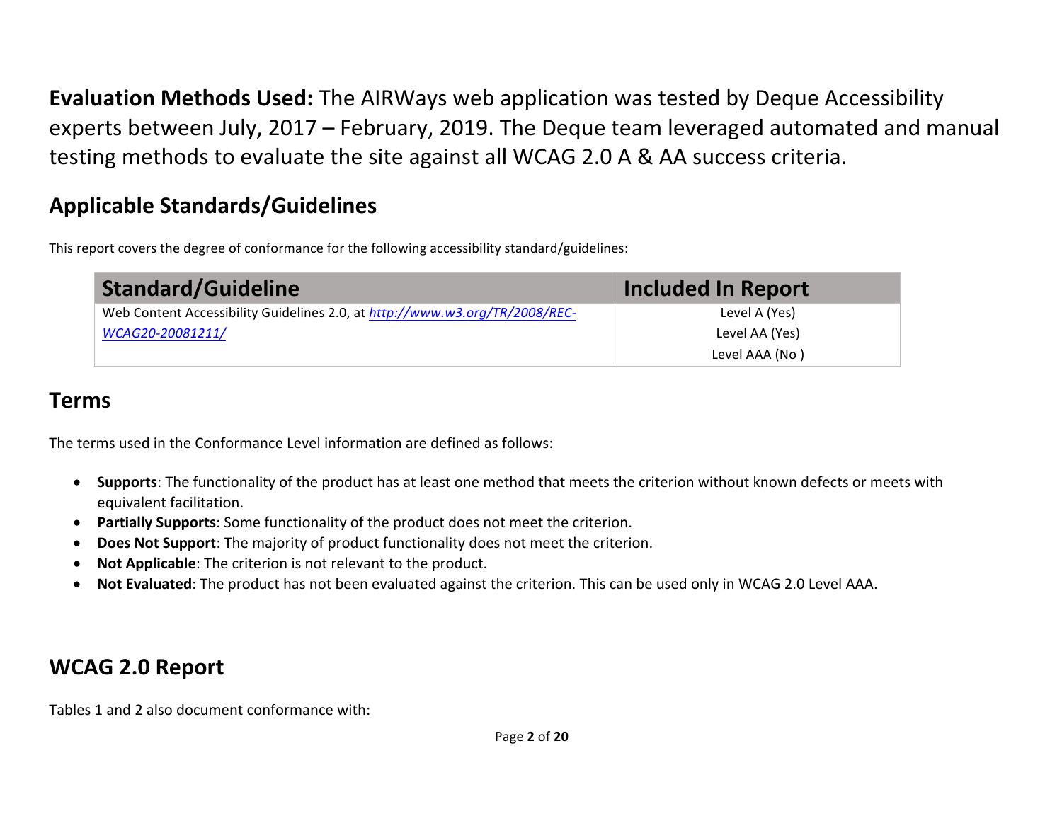**Evaluation Methods Used:** The AIRWays web application was tested by Deque Accessibility experts between July, 2017 – February, 2019. The Deque team leveraged automated and manual testing methods to evaluate the site against all WCAG 2.0 A & AA success criteria.

## Applicable Standards/Guidelines

This report covers the degree of conformance for the following accessibility standard/guidelines:

| Standard/Guideline | Included In Report |
|---|---|
| Web Content Accessibility Guidelines 2.0, at *[http://www.w3.org/TR/2008/REC-WCAG20-20081211/](http://www.w3.org/TR/2008/REC-WCAG20-20081211/)* | Level A (Yes)<br>Level AA (Yes)<br>Level AAA (No ) |

## Terms

The terms used in the Conformance Level information are defined as follows:

- **Supports**: The functionality of the product has at least one method that meets the criterion without known defects or meets with equivalent facilitation.
- **Partially Supports**: Some functionality of the product does not meet the criterion.
- **Does Not Support**: The majority of product functionality does not meet the criterion.
- **Not Applicable**: The criterion is not relevant to the product.
- **Not Evaluated**: The product has not been evaluated against the criterion. This can be used only in WCAG 2.0 Level AAA.

## WCAG 2.0 Report

Tables 1 and 2 also document conformance with: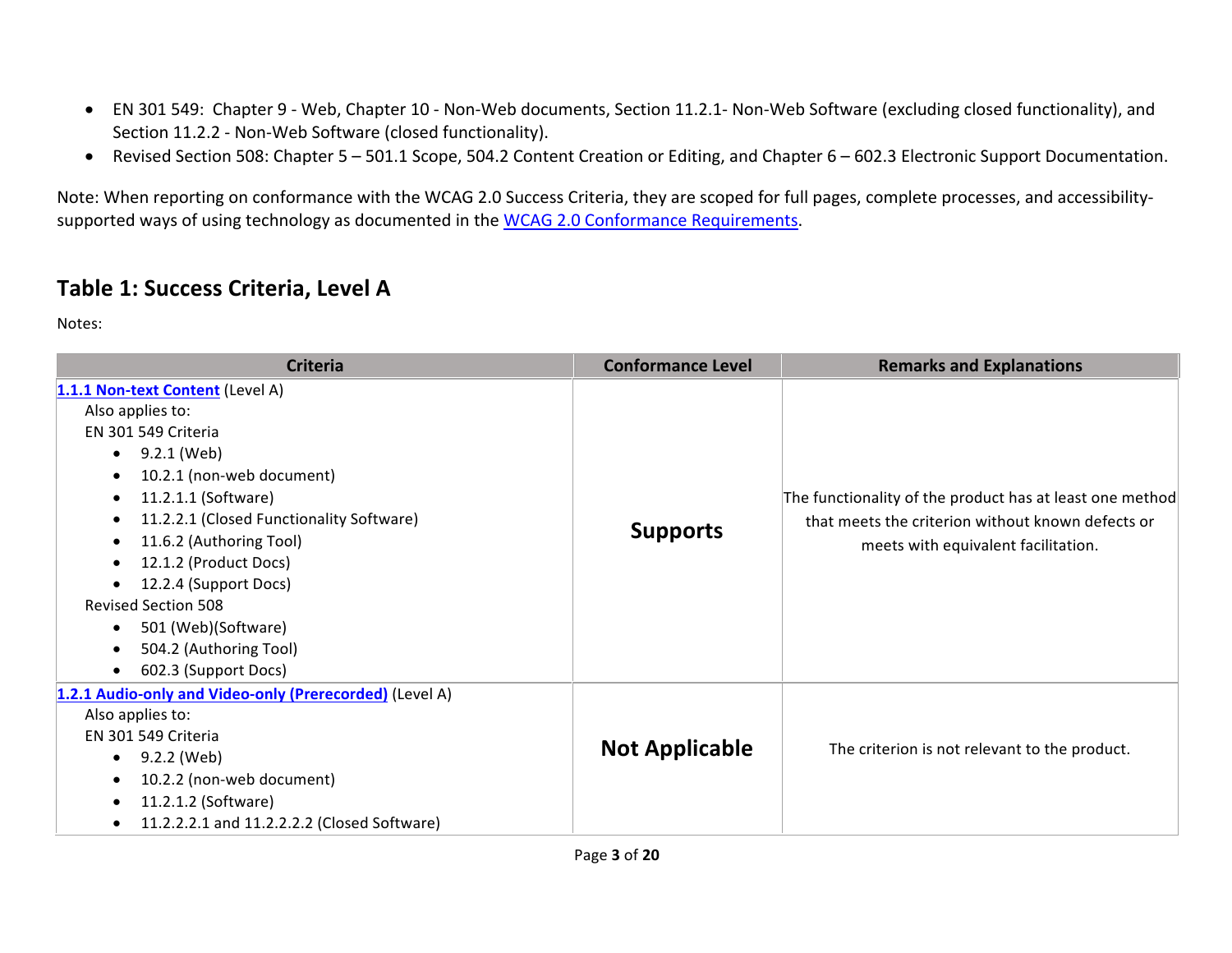- EN 301 549: Chapter 9 - Web, Chapter 10 - Non-Web documents, Section 11.2.1- Non-Web Software (excluding closed functionality), and Section 11.2.2 - Non-Web Software (closed functionality).
- Revised Section 508: Chapter 5 – 501.1 Scope, 504.2 Content Creation or Editing, and Chapter 6 – 602.3 Electronic Support Documentation.

Note: When reporting on conformance with the WCAG 2.0 Success Criteria, they are scoped for full pages, complete processes, and accessibility-supported ways of using technology as documented in the [WCAG 2.0 Conformance Requirements](WCAG 2.0 Conformance Requirements).

## Table 1: Success Criteria, Level A

Notes:

| Criteria | Conformance Level | Remarks and Explanations |
|---|---|---|
| **1.1.1 Non-text Content** (Level A)<br>Also applies to:<br>EN 301 549 Criteria<br>• 9.2.1 (Web)<br>• 10.2.1 (non-web document)<br>• 11.2.1.1 (Software)<br>• 11.2.2.1 (Closed Functionality Software)<br>• 11.6.2 (Authoring Tool)<br>• 12.1.2 (Product Docs)<br>• 12.2.4 (Support Docs)<br>Revised Section 508<br>• 501 (Web)(Software)<br>• 504.2 (Authoring Tool)<br>• 602.3 (Support Docs) | **Supports** | The functionality of the product has at least one method that meets the criterion without known defects or meets with equivalent facilitation. |
| **1.2.1 Audio-only and Video-only (Prerecorded)** (Level A)<br>Also applies to:<br>EN 301 549 Criteria<br>• 9.2.2 (Web)<br>• 10.2.2 (non-web document)<br>• 11.2.1.2 (Software)<br>• 11.2.2.2.1 and 11.2.2.2.2 (Closed Software) | **Not Applicable** | The criterion is not relevant to the product. |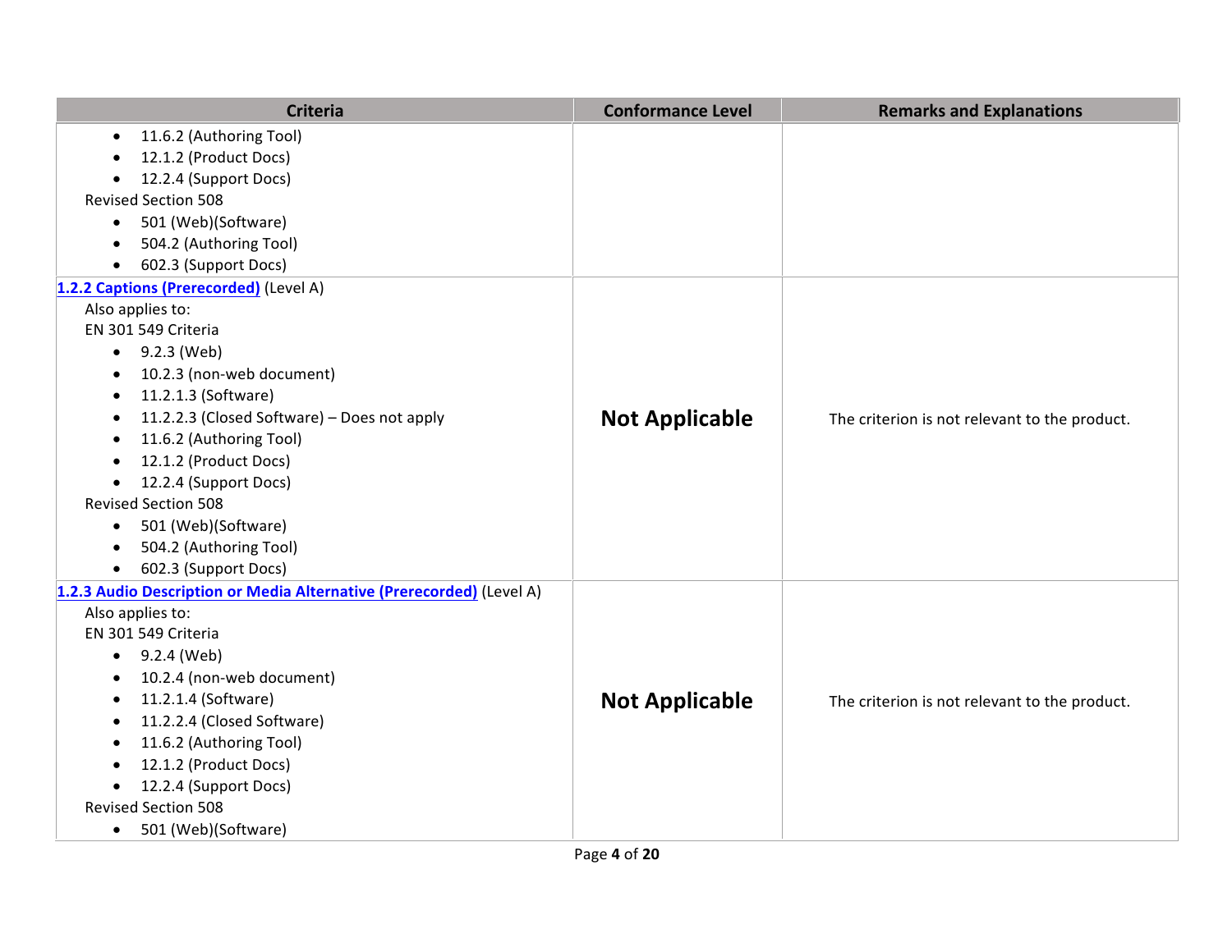| Criteria | Conformance Level | Remarks and Explanations |
|---|---|---|
| • 11.6.2 (Authoring Tool)<br>• 12.1.2 (Product Docs)<br>• 12.2.4 (Support Docs)<br>Revised Section 508<br>• 501 (Web)(Software)<br>• 504.2 (Authoring Tool)<br>• 602.3 (Support Docs) | | |
| **1.2.2 Captions (Prerecorded)** (Level A)<br>Also applies to:<br>EN 301 549 Criteria<br>• 9.2.3 (Web)<br>• 10.2.3 (non-web document)<br>• 11.2.1.3 (Software)<br>• 11.2.2.3 (Closed Software) – Does not apply<br>• 11.6.2 (Authoring Tool)<br>• 12.1.2 (Product Docs)<br>• 12.2.4 (Support Docs)<br>Revised Section 508<br>• 501 (Web)(Software)<br>• 504.2 (Authoring Tool)<br>• 602.3 (Support Docs) | **Not Applicable** | The criterion is not relevant to the product. |
| **1.2.3 Audio Description or Media Alternative (Prerecorded)** (Level A)<br>Also applies to:<br>EN 301 549 Criteria<br>• 9.2.4 (Web)<br>• 10.2.4 (non-web document)<br>• 11.2.1.4 (Software)<br>• 11.2.2.4 (Closed Software)<br>• 11.6.2 (Authoring Tool)<br>• 12.1.2 (Product Docs)<br>• 12.2.4 (Support Docs)<br>Revised Section 508<br>• 501 (Web)(Software) | **Not Applicable** | The criterion is not relevant to the product. |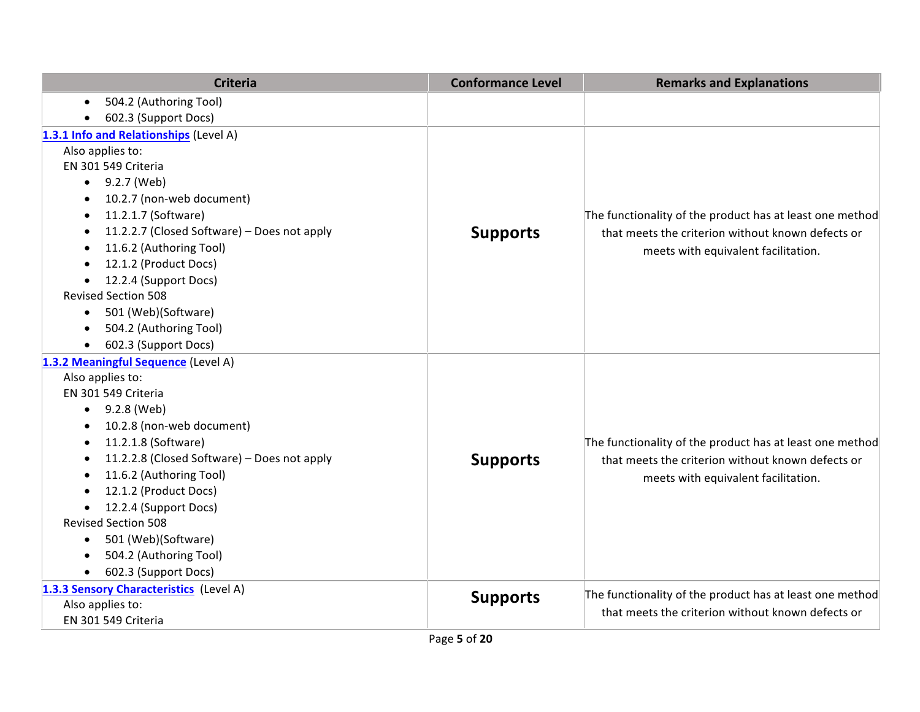| Criteria | Conformance Level | Remarks and Explanations |
|---|---|---|
| • 504.2 (Authoring Tool)<br>• 602.3 (Support Docs) | | |
| **[1.3.1 Info and Relationships]** (Level A)<br>Also applies to:<br>EN 301 549 Criteria<br>• 9.2.7 (Web)<br>• 10.2.7 (non-web document)<br>• 11.2.1.7 (Software)<br>• 11.2.2.7 (Closed Software) – Does not apply<br>• 11.6.2 (Authoring Tool)<br>• 12.1.2 (Product Docs)<br>• 12.2.4 (Support Docs)<br>Revised Section 508<br>• 501 (Web)(Software)<br>• 504.2 (Authoring Tool)<br>• 602.3 (Support Docs) | **Supports** | The functionality of the product has at least one method that meets the criterion without known defects or meets with equivalent facilitation. |
| **[1.3.2 Meaningful Sequence]** (Level A)<br>Also applies to:<br>EN 301 549 Criteria<br>• 9.2.8 (Web)<br>• 10.2.8 (non-web document)<br>• 11.2.1.8 (Software)<br>• 11.2.2.8 (Closed Software) – Does not apply<br>• 11.6.2 (Authoring Tool)<br>• 12.1.2 (Product Docs)<br>• 12.2.4 (Support Docs)<br>Revised Section 508<br>• 501 (Web)(Software)<br>• 504.2 (Authoring Tool)<br>• 602.3 (Support Docs) | **Supports** | The functionality of the product has at least one method that meets the criterion without known defects or meets with equivalent facilitation. |
| **[1.3.3 Sensory Characteristics]** (Level A)<br>Also applies to:<br>EN 301 549 Criteria | **Supports** | The functionality of the product has at least one method that meets the criterion without known defects or |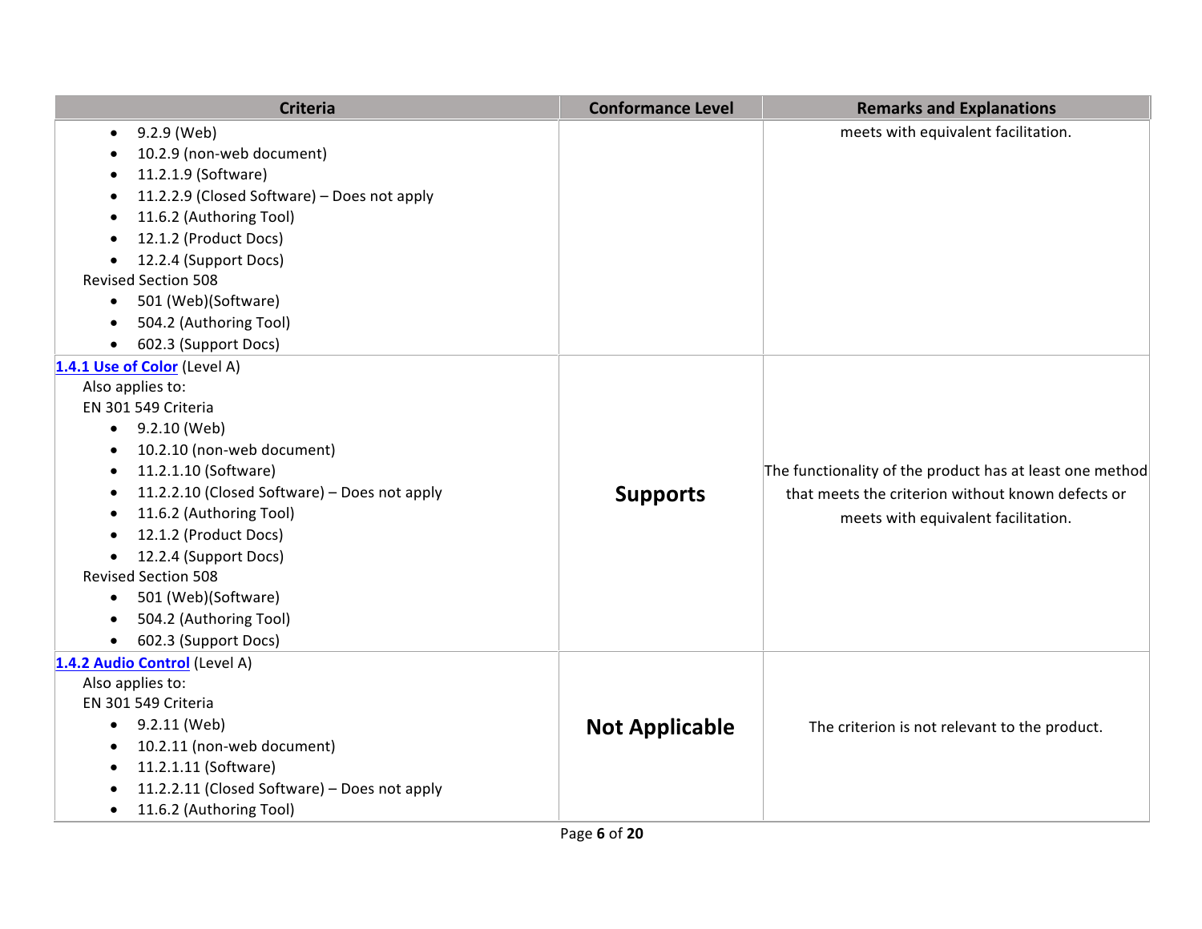| Criteria | Conformance Level | Remarks and Explanations |
|---|---|---|
| <ul><li>9.2.9 (Web)</li><li>10.2.9 (non-web document)</li><li>11.2.1.9 (Software)</li><li>11.2.2.9 (Closed Software) – Does not apply</li><li>11.6.2 (Authoring Tool)</li><li>12.1.2 (Product Docs)</li><li>12.2.4 (Support Docs)</li></ul>Revised Section 508<ul><li>501 (Web)(Software)</li><li>504.2 (Authoring Tool)</li><li>602.3 (Support Docs)</li></ul> | | meets with equivalent facilitation. |
| **1.4.1 Use of Color** (Level A)<br>Also applies to:<br>EN 301 549 Criteria<ul><li>9.2.10 (Web)</li><li>10.2.10 (non-web document)</li><li>11.2.1.10 (Software)</li><li>11.2.2.10 (Closed Software) – Does not apply</li><li>11.6.2 (Authoring Tool)</li><li>12.1.2 (Product Docs)</li><li>12.2.4 (Support Docs)</li></ul>Revised Section 508<ul><li>501 (Web)(Software)</li><li>504.2 (Authoring Tool)</li><li>602.3 (Support Docs)</li></ul> | **Supports** | The functionality of the product has at least one method that meets the criterion without known defects or meets with equivalent facilitation. |
| **1.4.2 Audio Control** (Level A)<br>Also applies to:<br>EN 301 549 Criteria<ul><li>9.2.11 (Web)</li><li>10.2.11 (non-web document)</li><li>11.2.1.11 (Software)</li><li>11.2.2.11 (Closed Software) – Does not apply</li><li>11.6.2 (Authoring Tool)</li></ul> | **Not Applicable** | The criterion is not relevant to the product. |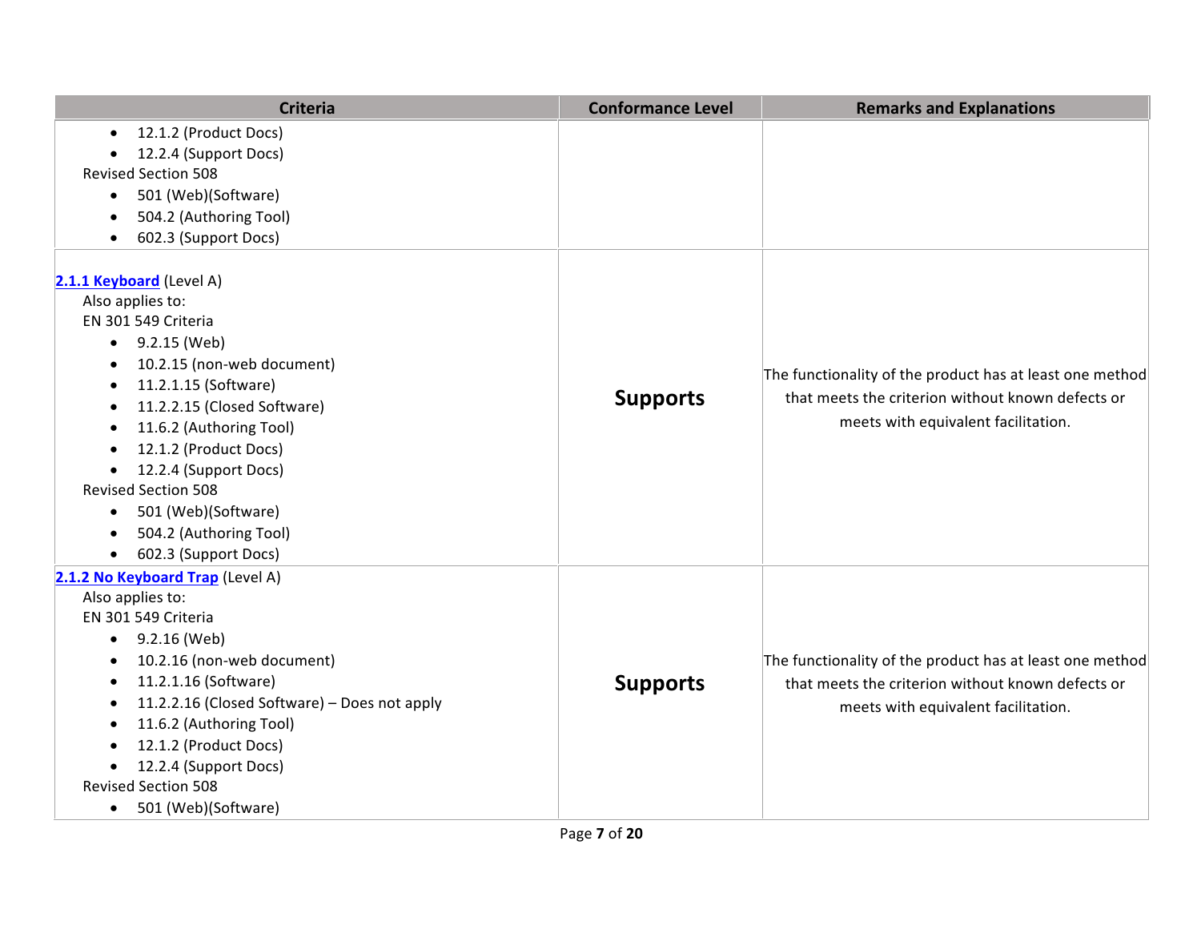| Criteria | Conformance Level | Remarks and Explanations |
|---|---|---|
| • 12.1.2 (Product Docs)<br>• 12.2.4 (Support Docs)<br>Revised Section 508<br>• 501 (Web)(Software)<br>• 504.2 (Authoring Tool)<br>• 602.3 (Support Docs) | | |
| **2.1.1 Keyboard** (Level A)<br>Also applies to:<br>EN 301 549 Criteria<br>• 9.2.15 (Web)<br>• 10.2.15 (non-web document)<br>• 11.2.1.15 (Software)<br>• 11.2.2.15 (Closed Software)<br>• 11.6.2 (Authoring Tool)<br>• 12.1.2 (Product Docs)<br>• 12.2.4 (Support Docs)<br>Revised Section 508<br>• 501 (Web)(Software)<br>• 504.2 (Authoring Tool)<br>• 602.3 (Support Docs) | **Supports** | The functionality of the product has at least one method that meets the criterion without known defects or meets with equivalent facilitation. |
| **2.1.2 No Keyboard Trap** (Level A)<br>Also applies to:<br>EN 301 549 Criteria<br>• 9.2.16 (Web)<br>• 10.2.16 (non-web document)<br>• 11.2.1.16 (Software)<br>• 11.2.2.16 (Closed Software) – Does not apply<br>• 11.6.2 (Authoring Tool)<br>• 12.1.2 (Product Docs)<br>• 12.2.4 (Support Docs)<br>Revised Section 508<br>• 501 (Web)(Software) | **Supports** | The functionality of the product has at least one method that meets the criterion without known defects or meets with equivalent facilitation. |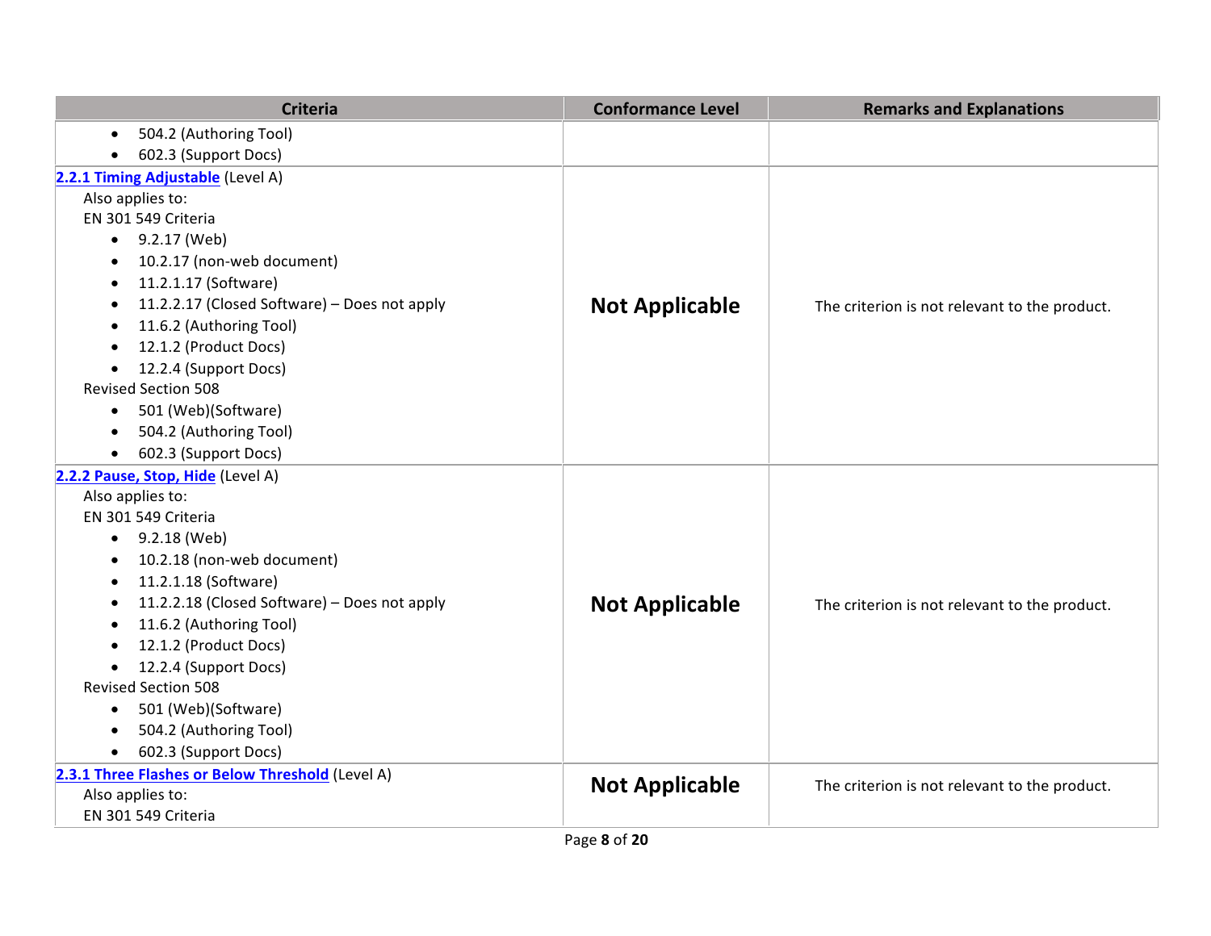| Criteria | Conformance Level | Remarks and Explanations |
|---|---|---|
| <ul><li>504.2 (Authoring Tool)</li><li>602.3 (Support Docs)</li></ul> | | |
| [2.2.1 Timing Adjustable](#) (Level A)<br>Also applies to:<br>EN 301 549 Criteria<ul><li>9.2.17 (Web)</li><li>10.2.17 (non-web document)</li><li>11.2.1.17 (Software)</li><li>11.2.2.17 (Closed Software) – Does not apply</li><li>11.6.2 (Authoring Tool)</li><li>12.1.2 (Product Docs)</li><li>12.2.4 (Support Docs)</li></ul>Revised Section 508<ul><li>501 (Web)(Software)</li><li>504.2 (Authoring Tool)</li><li>602.3 (Support Docs)</li></ul> | **Not Applicable** | The criterion is not relevant to the product. |
| [2.2.2 Pause, Stop, Hide](#) (Level A)<br>Also applies to:<br>EN 301 549 Criteria<ul><li>9.2.18 (Web)</li><li>10.2.18 (non-web document)</li><li>11.2.1.18 (Software)</li><li>11.2.2.18 (Closed Software) – Does not apply</li><li>11.6.2 (Authoring Tool)</li><li>12.1.2 (Product Docs)</li><li>12.2.4 (Support Docs)</li></ul>Revised Section 508<ul><li>501 (Web)(Software)</li><li>504.2 (Authoring Tool)</li><li>602.3 (Support Docs)</li></ul> | **Not Applicable** | The criterion is not relevant to the product. |
| [2.3.1 Three Flashes or Below Threshold](#) (Level A)<br>Also applies to:<br>EN 301 549 Criteria | **Not Applicable** | The criterion is not relevant to the product. |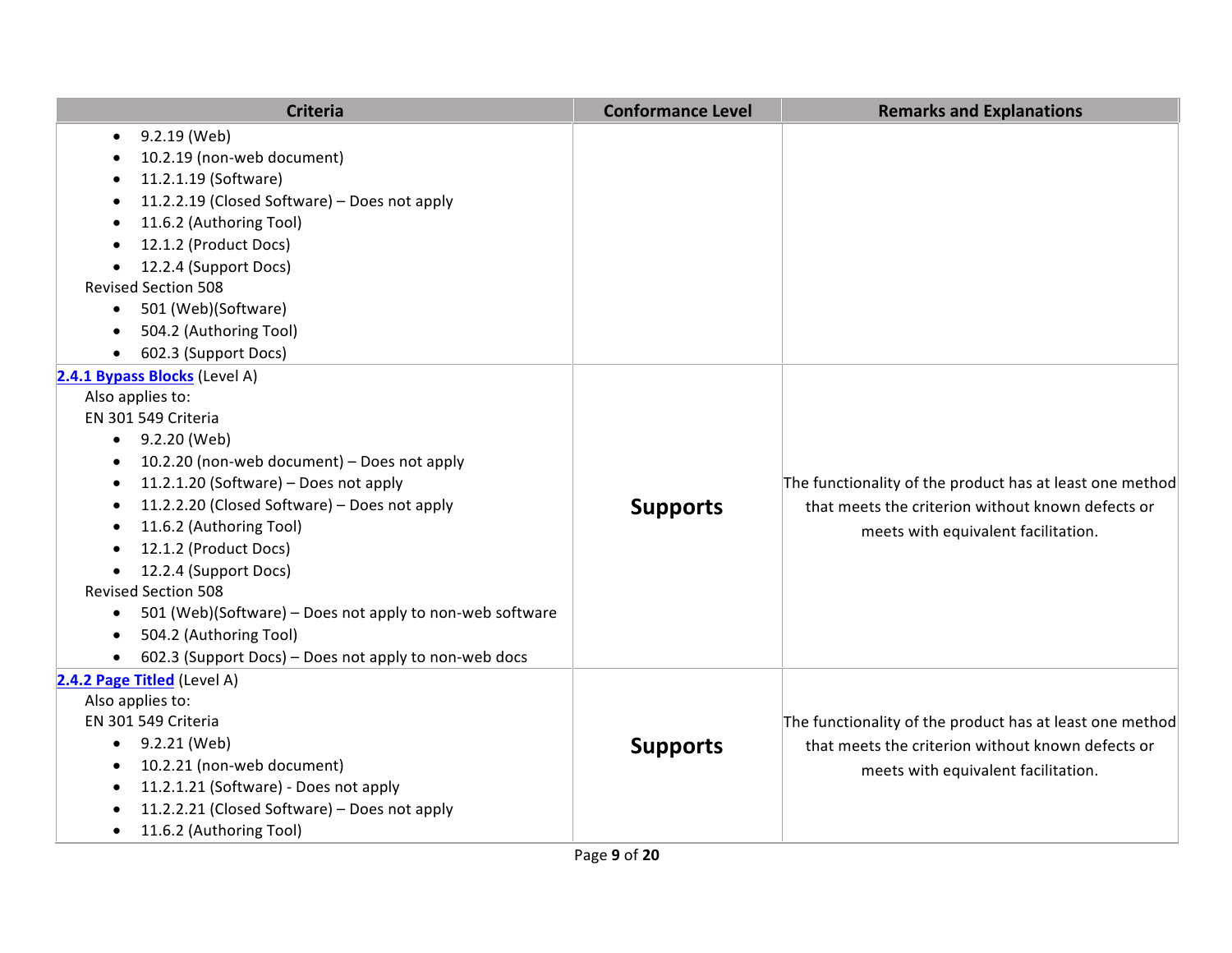| Criteria | Conformance Level | Remarks and Explanations |
|---|---|---|
| <ul><li>9.2.19 (Web)</li><li>10.2.19 (non-web document)</li><li>11.2.1.19 (Software)</li><li>11.2.2.19 (Closed Software) – Does not apply</li><li>11.6.2 (Authoring Tool)</li><li>12.1.2 (Product Docs)</li><li>12.2.4 (Support Docs)</li></ul>Revised Section 508<ul><li>501 (Web)(Software)</li><li>504.2 (Authoring Tool)</li><li>602.3 (Support Docs)</li></ul> | | |
| [2.4.1 Bypass Blocks](https://www.w3.org/TR/WCAG20/#navigation-mechanisms-skip) (Level A)<br>Also applies to:<br>EN 301 549 Criteria<ul><li>9.2.20 (Web)</li><li>10.2.20 (non-web document) – Does not apply</li><li>11.2.1.20 (Software) – Does not apply</li><li>11.2.2.20 (Closed Software) – Does not apply</li><li>11.6.2 (Authoring Tool)</li><li>12.1.2 (Product Docs)</li><li>12.2.4 (Support Docs)</li></ul>Revised Section 508<ul><li>501 (Web)(Software) – Does not apply to non-web software</li><li>504.2 (Authoring Tool)</li><li>602.3 (Support Docs) – Does not apply to non-web docs</li></ul> | **Supports** | The functionality of the product has at least one method that meets the criterion without known defects or meets with equivalent facilitation. |
| [2.4.2 Page Titled](https://www.w3.org/TR/WCAG20/#navigation-mechanisms-title) (Level A)<br>Also applies to:<br>EN 301 549 Criteria<ul><li>9.2.21 (Web)</li><li>10.2.21 (non-web document)</li><li>11.2.1.21 (Software) - Does not apply</li><li>11.2.2.21 (Closed Software) – Does not apply</li><li>11.6.2 (Authoring Tool)</li></ul> | **Supports** | The functionality of the product has at least one method that meets the criterion without known defects or meets with equivalent facilitation. |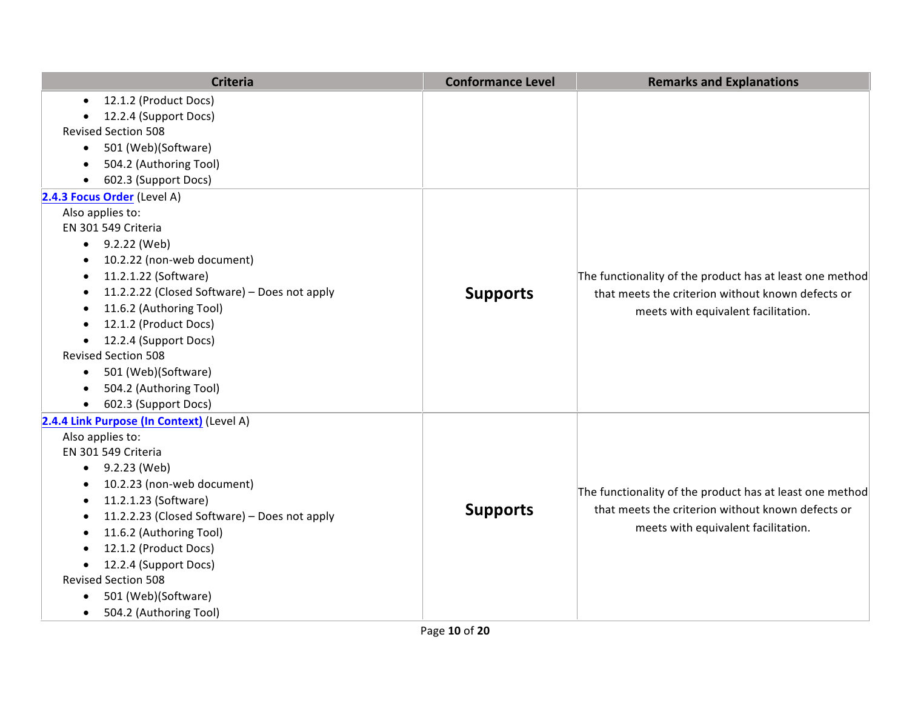| Criteria | Conformance Level | Remarks and Explanations |
|---|---|---|
| <ul><li>12.1.2 (Product Docs)</li><li>12.2.4 (Support Docs)</li></ul>Revised Section 508<ul><li>501 (Web)(Software)</li><li>504.2 (Authoring Tool)</li><li>602.3 (Support Docs)</li></ul> | | |
| [2.4.3 Focus Order](#) (Level A)<br>Also applies to:<br>EN 301 549 Criteria<ul><li>9.2.22 (Web)</li><li>10.2.22 (non-web document)</li><li>11.2.1.22 (Software)</li><li>11.2.2.22 (Closed Software) – Does not apply</li><li>11.6.2 (Authoring Tool)</li><li>12.1.2 (Product Docs)</li><li>12.2.4 (Support Docs)</li></ul>Revised Section 508<ul><li>501 (Web)(Software)</li><li>504.2 (Authoring Tool)</li><li>602.3 (Support Docs)</li></ul> | **Supports** | The functionality of the product has at least one method that meets the criterion without known defects or meets with equivalent facilitation. |
| [2.4.4 Link Purpose (In Context)](#) (Level A)<br>Also applies to:<br>EN 301 549 Criteria<ul><li>9.2.23 (Web)</li><li>10.2.23 (non-web document)</li><li>11.2.1.23 (Software)</li><li>11.2.2.23 (Closed Software) – Does not apply</li><li>11.6.2 (Authoring Tool)</li><li>12.1.2 (Product Docs)</li><li>12.2.4 (Support Docs)</li></ul>Revised Section 508<ul><li>501 (Web)(Software)</li><li>504.2 (Authoring Tool)</li></ul> | **Supports** | The functionality of the product has at least one method that meets the criterion without known defects or meets with equivalent facilitation. |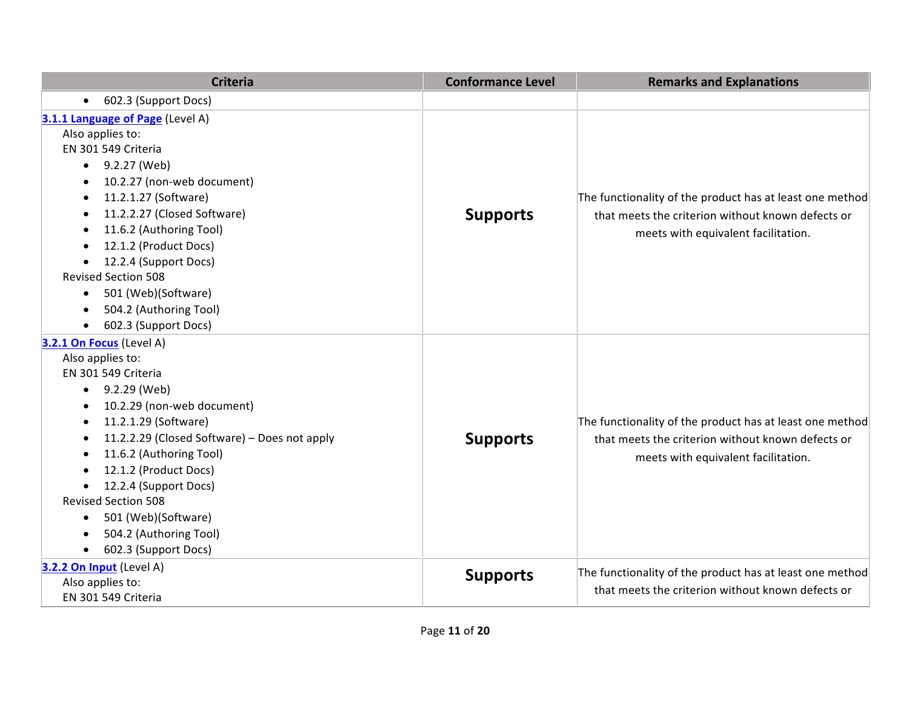| Criteria | Conformance Level | Remarks and Explanations |
|---|---|---|
| • 602.3 (Support Docs) | | |
| **3.1.1 Language of Page** (Level A)<br>Also applies to:<br>EN 301 549 Criteria<br>• 9.2.27 (Web)<br>• 10.2.27 (non-web document)<br>• 11.2.1.27 (Software)<br>• 11.2.2.27 (Closed Software)<br>• 11.6.2 (Authoring Tool)<br>• 12.1.2 (Product Docs)<br>• 12.2.4 (Support Docs)<br>Revised Section 508<br>• 501 (Web)(Software)<br>• 504.2 (Authoring Tool)<br>• 602.3 (Support Docs) | **Supports** | The functionality of the product has at least one method that meets the criterion without known defects or meets with equivalent facilitation. |
| **3.2.1 On Focus** (Level A)<br>Also applies to:<br>EN 301 549 Criteria<br>• 9.2.29 (Web)<br>• 10.2.29 (non-web document)<br>• 11.2.1.29 (Software)<br>• 11.2.2.29 (Closed Software) – Does not apply<br>• 11.6.2 (Authoring Tool)<br>• 12.1.2 (Product Docs)<br>• 12.2.4 (Support Docs)<br>Revised Section 508<br>• 501 (Web)(Software)<br>• 504.2 (Authoring Tool)<br>• 602.3 (Support Docs) | **Supports** | The functionality of the product has at least one method that meets the criterion without known defects or meets with equivalent facilitation. |
| **3.2.2 On Input** (Level A)<br>Also applies to:<br>EN 301 549 Criteria | **Supports** | The functionality of the product has at least one method that meets the criterion without known defects or |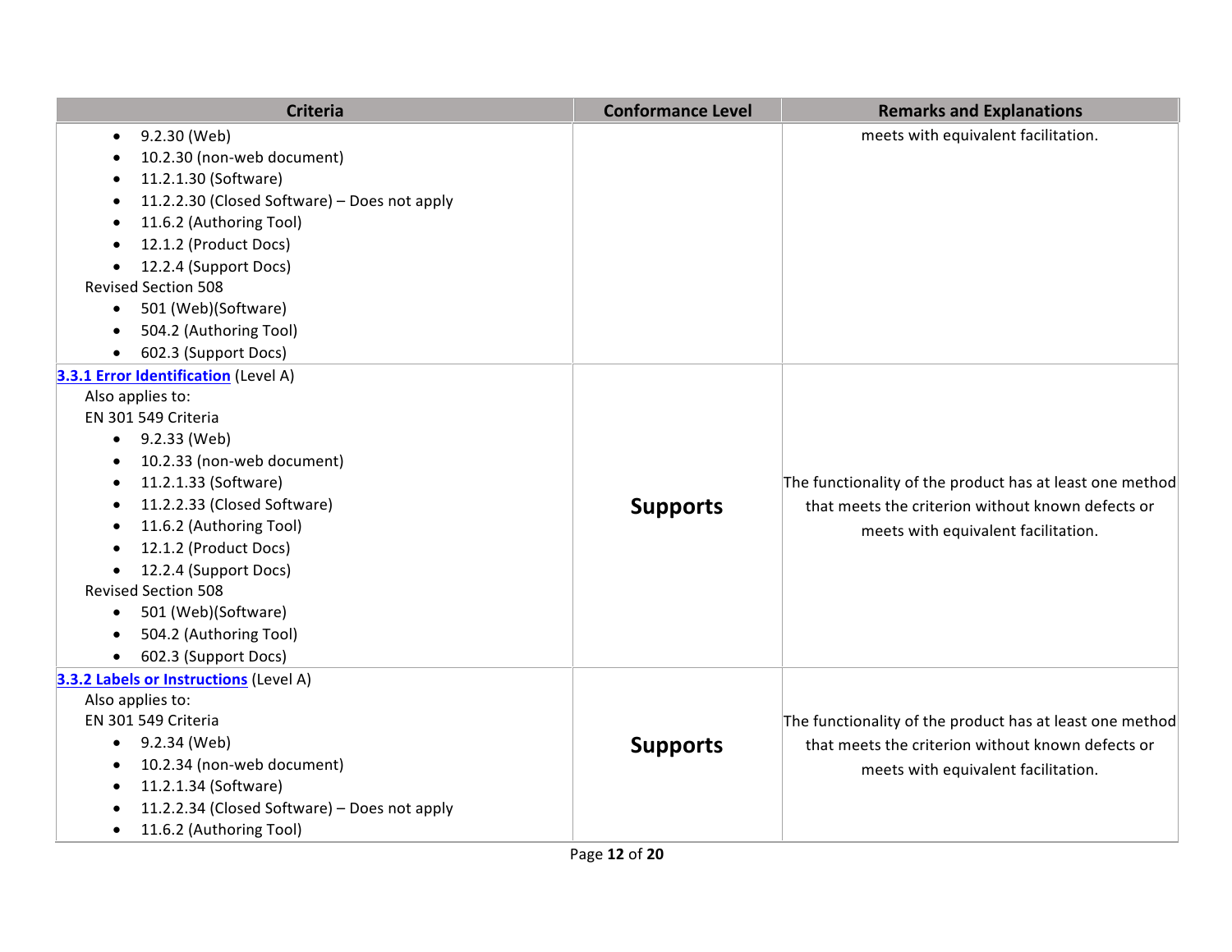| Criteria | Conformance Level | Remarks and Explanations |
|---|---|---|
| <ul><li>9.2.30 (Web)</li><li>10.2.30 (non-web document)</li><li>11.2.1.30 (Software)</li><li>11.2.2.30 (Closed Software) – Does not apply</li><li>11.6.2 (Authoring Tool)</li><li>12.1.2 (Product Docs)</li><li>12.2.4 (Support Docs)</li></ul>Revised Section 508<ul><li>501 (Web)(Software)</li><li>504.2 (Authoring Tool)</li><li>602.3 (Support Docs)</li></ul> | | meets with equivalent facilitation. |
| **3.3.1 Error Identification** (Level A)<br>Also applies to:<br>EN 301 549 Criteria<ul><li>9.2.33 (Web)</li><li>10.2.33 (non-web document)</li><li>11.2.1.33 (Software)</li><li>11.2.2.33 (Closed Software)</li><li>11.6.2 (Authoring Tool)</li><li>12.1.2 (Product Docs)</li><li>12.2.4 (Support Docs)</li></ul>Revised Section 508<ul><li>501 (Web)(Software)</li><li>504.2 (Authoring Tool)</li><li>602.3 (Support Docs)</li></ul> | **Supports** | The functionality of the product has at least one method that meets the criterion without known defects or meets with equivalent facilitation. |
| **3.3.2 Labels or Instructions** (Level A)<br>Also applies to:<br>EN 301 549 Criteria<ul><li>9.2.34 (Web)</li><li>10.2.34 (non-web document)</li><li>11.2.1.34 (Software)</li><li>11.2.2.34 (Closed Software) – Does not apply</li><li>11.6.2 (Authoring Tool)</li></ul> | **Supports** | The functionality of the product has at least one method that meets the criterion without known defects or meets with equivalent facilitation. |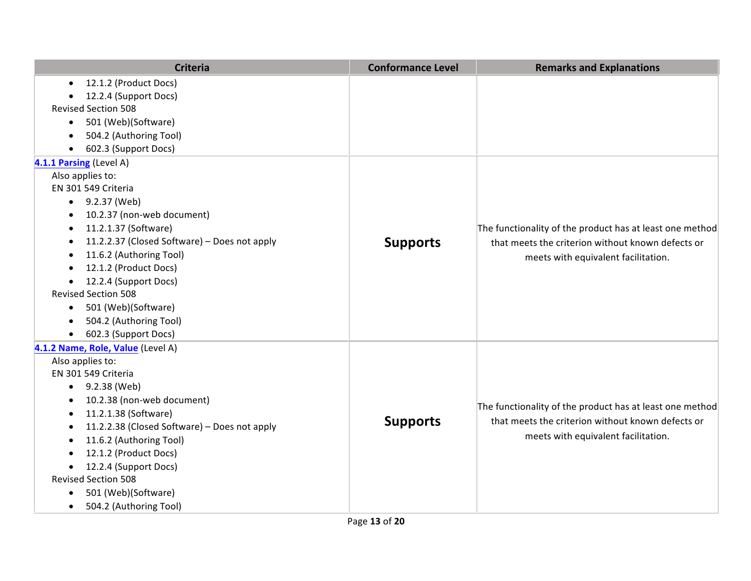| Criteria | Conformance Level | Remarks and Explanations |
|---|---|---|
| <ul><li>12.1.2 (Product Docs)</li><li>12.2.4 (Support Docs)</li></ul>Revised Section 508<ul><li>501 (Web)(Software)</li><li>504.2 (Authoring Tool)</li><li>602.3 (Support Docs)</li></ul> | | |
| **4.1.1 Parsing** (Level A)<br>Also applies to:<br>EN 301 549 Criteria<ul><li>9.2.37 (Web)</li><li>10.2.37 (non-web document)</li><li>11.2.1.37 (Software)</li><li>11.2.2.37 (Closed Software) – Does not apply</li><li>11.6.2 (Authoring Tool)</li><li>12.1.2 (Product Docs)</li><li>12.2.4 (Support Docs)</li></ul>Revised Section 508<ul><li>501 (Web)(Software)</li><li>504.2 (Authoring Tool)</li><li>602.3 (Support Docs)</li></ul> | **Supports** | The functionality of the product has at least one method that meets the criterion without known defects or meets with equivalent facilitation. |
| **4.1.2 Name, Role, Value** (Level A)<br>Also applies to:<br>EN 301 549 Criteria<ul><li>9.2.38 (Web)</li><li>10.2.38 (non-web document)</li><li>11.2.1.38 (Software)</li><li>11.2.2.38 (Closed Software) – Does not apply</li><li>11.6.2 (Authoring Tool)</li><li>12.1.2 (Product Docs)</li><li>12.2.4 (Support Docs)</li></ul>Revised Section 508<ul><li>501 (Web)(Software)</li><li>504.2 (Authoring Tool)</li></ul> | **Supports** | The functionality of the product has at least one method that meets the criterion without known defects or meets with equivalent facilitation. |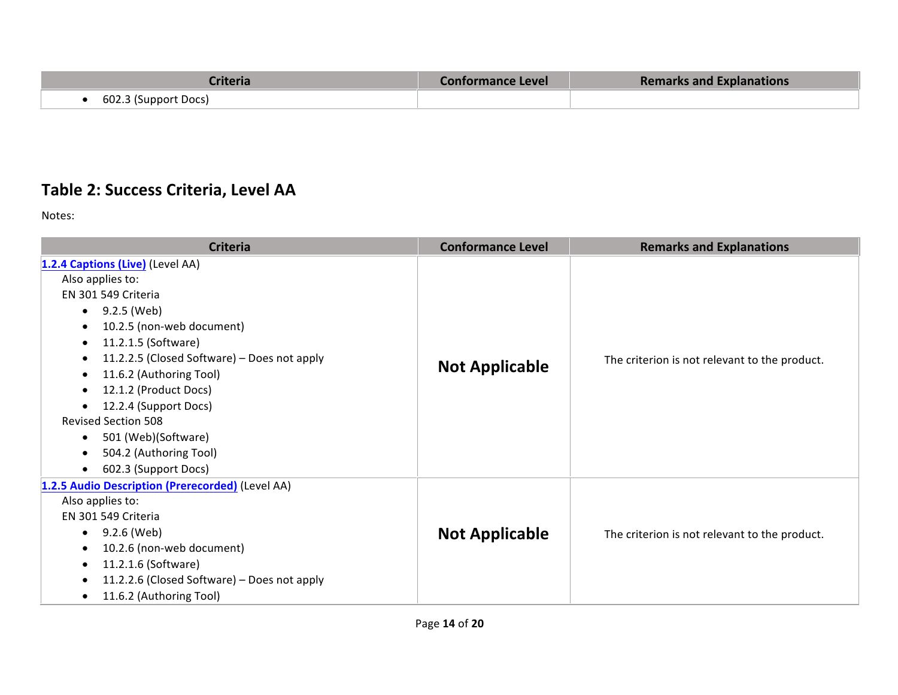| Criteria | Conformance Level | Remarks and Explanations |
| --- | --- | --- |
| • 602.3 (Support Docs) | | |

## Table 2: Success Criteria, Level AA

Notes:

| Criteria | Conformance Level | Remarks and Explanations |
| --- | --- | --- |
| **1.2.4 Captions (Live)** (Level AA)<br>Also applies to:<br>EN 301 549 Criteria<br>• 9.2.5 (Web)<br>• 10.2.5 (non-web document)<br>• 11.2.1.5 (Software)<br>• 11.2.2.5 (Closed Software) – Does not apply<br>• 11.6.2 (Authoring Tool)<br>• 12.1.2 (Product Docs)<br>• 12.2.4 (Support Docs)<br>Revised Section 508<br>• 501 (Web)(Software)<br>• 504.2 (Authoring Tool)<br>• 602.3 (Support Docs) | **Not Applicable** | The criterion is not relevant to the product. |
| **1.2.5 Audio Description (Prerecorded)** (Level AA)<br>Also applies to:<br>EN 301 549 Criteria<br>• 9.2.6 (Web)<br>• 10.2.6 (non-web document)<br>• 11.2.1.6 (Software)<br>• 11.2.2.6 (Closed Software) – Does not apply<br>• 11.6.2 (Authoring Tool) | **Not Applicable** | The criterion is not relevant to the product. |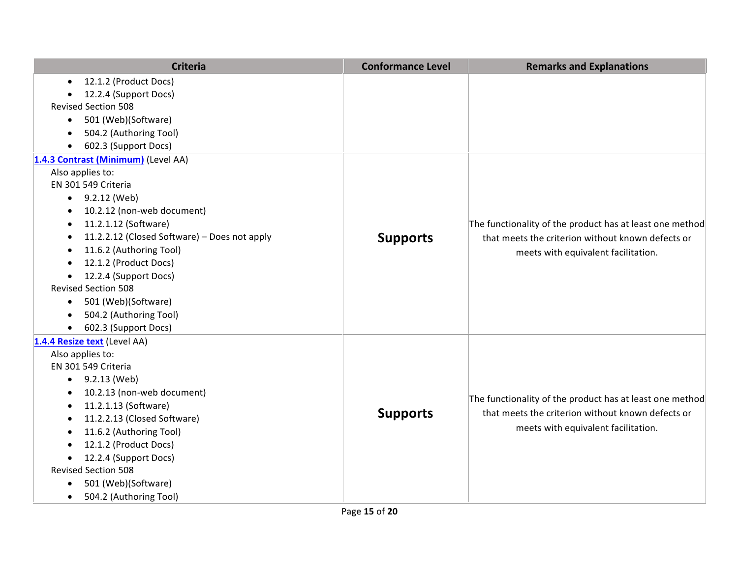| Criteria | Conformance Level | Remarks and Explanations |
|---|---|---|
| • 12.1.2 (Product Docs)<br>• 12.2.4 (Support Docs)<br>Revised Section 508<br>• 501 (Web)(Software)<br>• 504.2 (Authoring Tool)<br>• 602.3 (Support Docs) | | |
| **1.4.3 Contrast (Minimum)** (Level AA)<br>Also applies to:<br>EN 301 549 Criteria<br>• 9.2.12 (Web)<br>• 10.2.12 (non-web document)<br>• 11.2.1.12 (Software)<br>• 11.2.2.12 (Closed Software) – Does not apply<br>• 11.6.2 (Authoring Tool)<br>• 12.1.2 (Product Docs)<br>• 12.2.4 (Support Docs)<br>Revised Section 508<br>• 501 (Web)(Software)<br>• 504.2 (Authoring Tool)<br>• 602.3 (Support Docs) | **Supports** | The functionality of the product has at least one method that meets the criterion without known defects or meets with equivalent facilitation. |
| **1.4.4 Resize text** (Level AA)<br>Also applies to:<br>EN 301 549 Criteria<br>• 9.2.13 (Web)<br>• 10.2.13 (non-web document)<br>• 11.2.1.13 (Software)<br>• 11.2.2.13 (Closed Software)<br>• 11.6.2 (Authoring Tool)<br>• 12.1.2 (Product Docs)<br>• 12.2.4 (Support Docs)<br>Revised Section 508<br>• 501 (Web)(Software)<br>• 504.2 (Authoring Tool) | **Supports** | The functionality of the product has at least one method that meets the criterion without known defects or meets with equivalent facilitation. |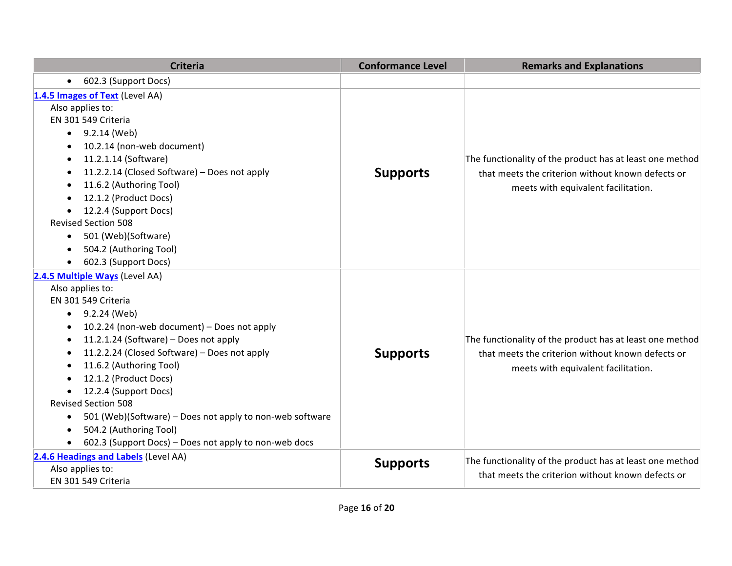| Criteria | Conformance Level | Remarks and Explanations |
|---|---|---|
| • 602.3 (Support Docs) | | |
| **1.4.5 Images of Text** (Level AA)<br>Also applies to:<br>EN 301 549 Criteria<br>• 9.2.14 (Web)<br>• 10.2.14 (non-web document)<br>• 11.2.1.14 (Software)<br>• 11.2.2.14 (Closed Software) – Does not apply<br>• 11.6.2 (Authoring Tool)<br>• 12.1.2 (Product Docs)<br>• 12.2.4 (Support Docs)<br>Revised Section 508<br>• 501 (Web)(Software)<br>• 504.2 (Authoring Tool)<br>• 602.3 (Support Docs) | **Supports** | The functionality of the product has at least one method that meets the criterion without known defects or meets with equivalent facilitation. |
| **2.4.5 Multiple Ways** (Level AA)<br>Also applies to:<br>EN 301 549 Criteria<br>• 9.2.24 (Web)<br>• 10.2.24 (non-web document) – Does not apply<br>• 11.2.1.24 (Software) – Does not apply<br>• 11.2.2.24 (Closed Software) – Does not apply<br>• 11.6.2 (Authoring Tool)<br>• 12.1.2 (Product Docs)<br>• 12.2.4 (Support Docs)<br>Revised Section 508<br>• 501 (Web)(Software) – Does not apply to non-web software<br>• 504.2 (Authoring Tool)<br>• 602.3 (Support Docs) – Does not apply to non-web docs | **Supports** | The functionality of the product has at least one method that meets the criterion without known defects or meets with equivalent facilitation. |
| **2.4.6 Headings and Labels** (Level AA)<br>Also applies to:<br>EN 301 549 Criteria | **Supports** | The functionality of the product has at least one method that meets the criterion without known defects or |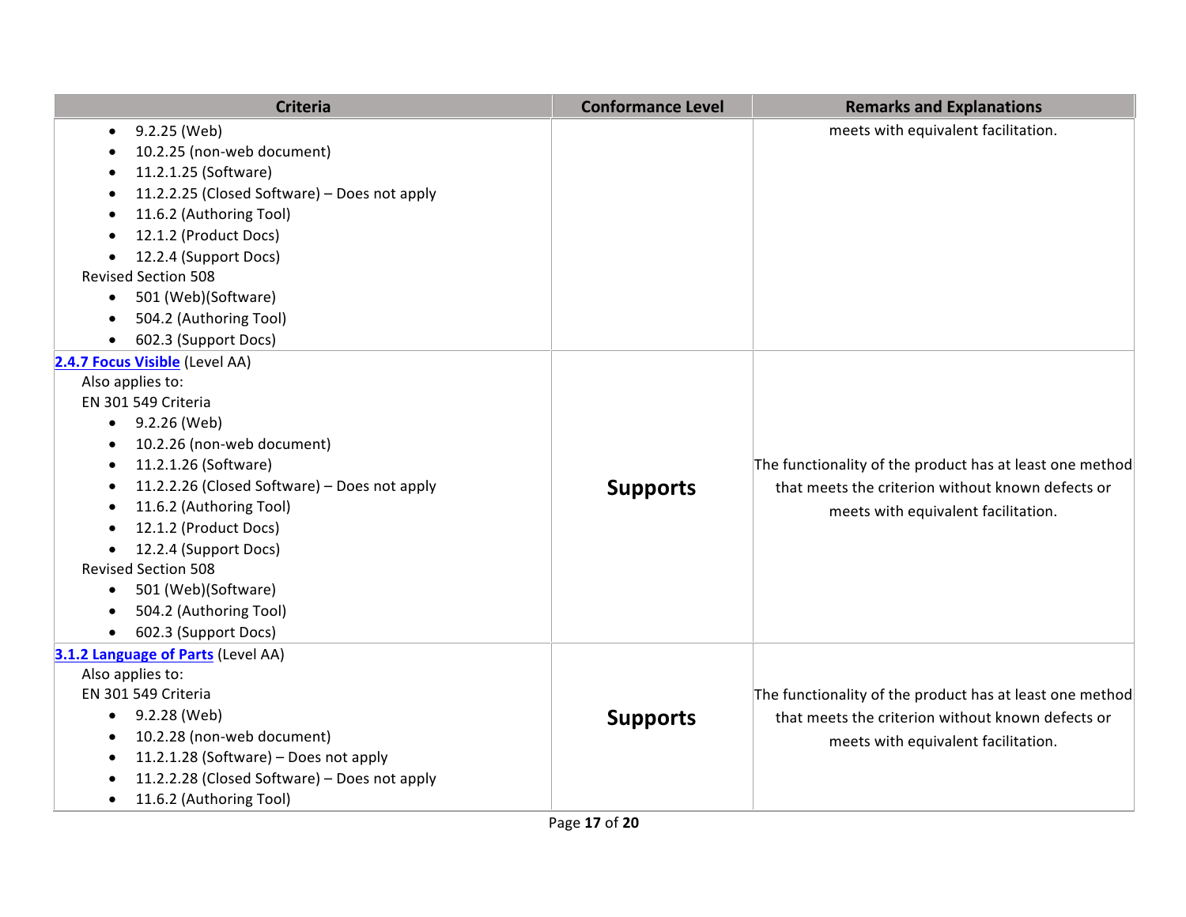| Criteria | Conformance Level | Remarks and Explanations |
|---|---|---|
| • 9.2.25 (Web)<br>• 10.2.25 (non-web document)<br>• 11.2.1.25 (Software)<br>• 11.2.2.25 (Closed Software) – Does not apply<br>• 11.6.2 (Authoring Tool)<br>• 12.1.2 (Product Docs)<br>• 12.2.4 (Support Docs)<br>Revised Section 508<br>• 501 (Web)(Software)<br>• 504.2 (Authoring Tool)<br>• 602.3 (Support Docs) | | meets with equivalent facilitation. |
| **2.4.7 Focus Visible** (Level AA)<br>Also applies to:<br>EN 301 549 Criteria<br>• 9.2.26 (Web)<br>• 10.2.26 (non-web document)<br>• 11.2.1.26 (Software)<br>• 11.2.2.26 (Closed Software) – Does not apply<br>• 11.6.2 (Authoring Tool)<br>• 12.1.2 (Product Docs)<br>• 12.2.4 (Support Docs)<br>Revised Section 508<br>• 501 (Web)(Software)<br>• 504.2 (Authoring Tool)<br>• 602.3 (Support Docs) | **Supports** | The functionality of the product has at least one method that meets the criterion without known defects or meets with equivalent facilitation. |
| **3.1.2 Language of Parts** (Level AA)<br>Also applies to:<br>EN 301 549 Criteria<br>• 9.2.28 (Web)<br>• 10.2.28 (non-web document)<br>• 11.2.1.28 (Software) – Does not apply<br>• 11.2.2.28 (Closed Software) – Does not apply<br>• 11.6.2 (Authoring Tool) | **Supports** | The functionality of the product has at least one method that meets the criterion without known defects or meets with equivalent facilitation. |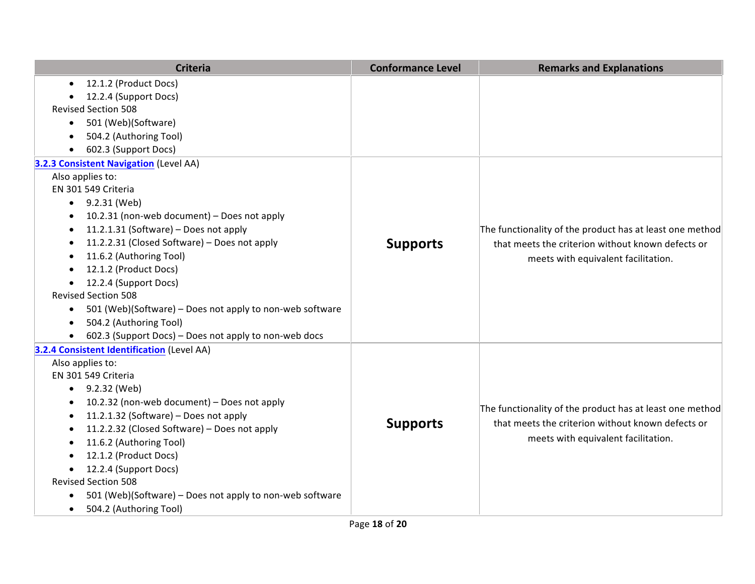| Criteria | Conformance Level | Remarks and Explanations |
|---|---|---|
| <ul><li>12.1.2 (Product Docs)</li><li>12.2.4 (Support Docs)</li></ul>Revised Section 508<ul><li>501 (Web)(Software)</li><li>504.2 (Authoring Tool)</li><li>602.3 (Support Docs)</li></ul> | | |
| **[3.2.3 Consistent Navigation](#)** (Level AA)<br>Also applies to:<br>EN 301 549 Criteria<ul><li>9.2.31 (Web)</li><li>10.2.31 (non-web document) – Does not apply</li><li>11.2.1.31 (Software) – Does not apply</li><li>11.2.2.31 (Closed Software) – Does not apply</li><li>11.6.2 (Authoring Tool)</li><li>12.1.2 (Product Docs)</li><li>12.2.4 (Support Docs)</li></ul>Revised Section 508<ul><li>501 (Web)(Software) – Does not apply to non-web software</li><li>504.2 (Authoring Tool)</li><li>602.3 (Support Docs) – Does not apply to non-web docs</li></ul> | **Supports** | The functionality of the product has at least one method that meets the criterion without known defects or meets with equivalent facilitation. |
| **[3.2.4 Consistent Identification](#)** (Level AA)<br>Also applies to:<br>EN 301 549 Criteria<ul><li>9.2.32 (Web)</li><li>10.2.32 (non-web document) – Does not apply</li><li>11.2.1.32 (Software) – Does not apply</li><li>11.2.2.32 (Closed Software) – Does not apply</li><li>11.6.2 (Authoring Tool)</li><li>12.1.2 (Product Docs)</li><li>12.2.4 (Support Docs)</li></ul>Revised Section 508<ul><li>501 (Web)(Software) – Does not apply to non-web software</li><li>504.2 (Authoring Tool)</li></ul> | **Supports** | The functionality of the product has at least one method that meets the criterion without known defects or meets with equivalent facilitation. |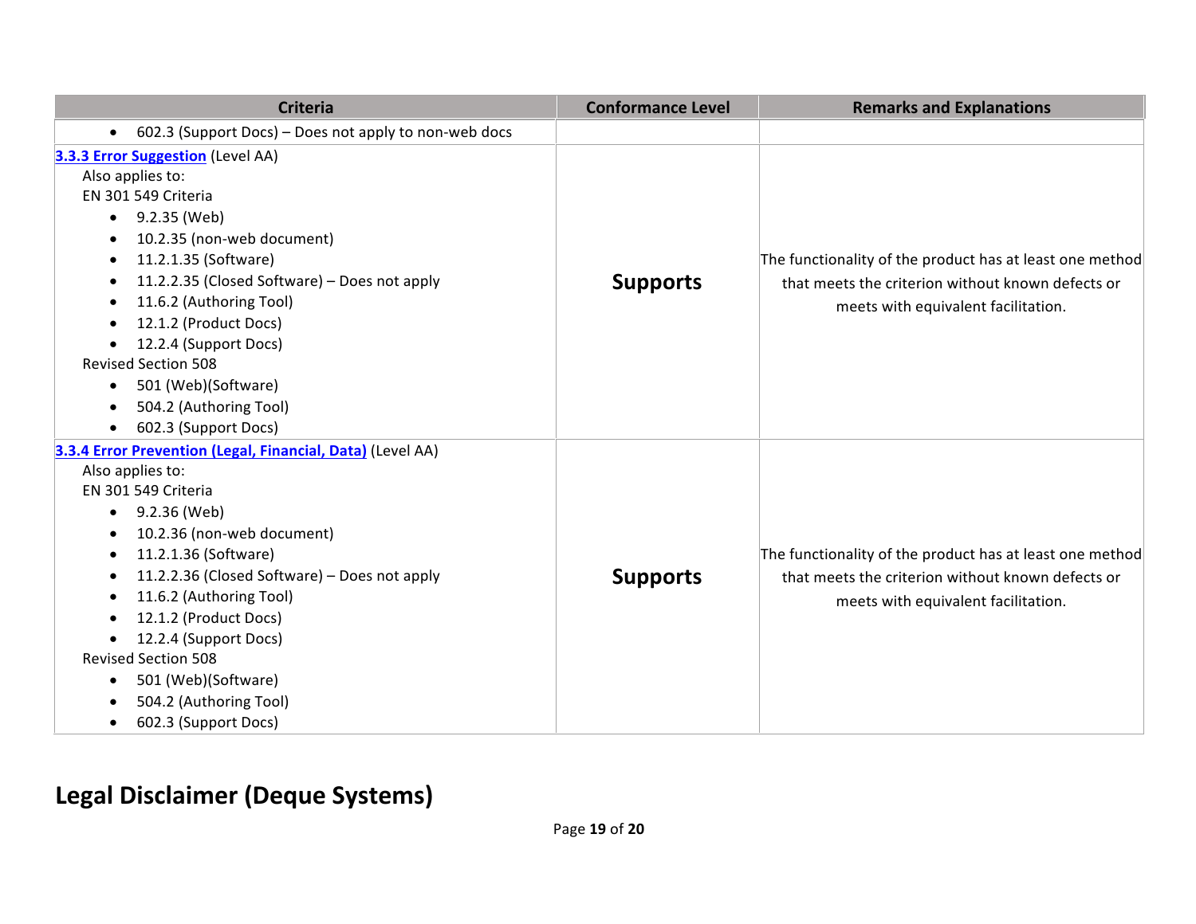| Criteria | Conformance Level | Remarks and Explanations |
|---|---|---|
| • 602.3 (Support Docs) – Does not apply to non-web docs | | |
| **3.3.3 Error Suggestion** (Level AA)<br>Also applies to:<br>EN 301 549 Criteria<br>• 9.2.35 (Web)<br>• 10.2.35 (non-web document)<br>• 11.2.1.35 (Software)<br>• 11.2.2.35 (Closed Software) – Does not apply<br>• 11.6.2 (Authoring Tool)<br>• 12.1.2 (Product Docs)<br>• 12.2.4 (Support Docs)<br>Revised Section 508<br>• 501 (Web)(Software)<br>• 504.2 (Authoring Tool)<br>• 602.3 (Support Docs) | **Supports** | The functionality of the product has at least one method that meets the criterion without known defects or meets with equivalent facilitation. |
| **3.3.4 Error Prevention (Legal, Financial, Data)** (Level AA)<br>Also applies to:<br>EN 301 549 Criteria<br>• 9.2.36 (Web)<br>• 10.2.36 (non-web document)<br>• 11.2.1.36 (Software)<br>• 11.2.2.36 (Closed Software) – Does not apply<br>• 11.6.2 (Authoring Tool)<br>• 12.1.2 (Product Docs)<br>• 12.2.4 (Support Docs)<br>Revised Section 508<br>• 501 (Web)(Software)<br>• 504.2 (Authoring Tool)<br>• 602.3 (Support Docs) | **Supports** | The functionality of the product has at least one method that meets the criterion without known defects or meets with equivalent facilitation. |

## Legal Disclaimer (Deque Systems)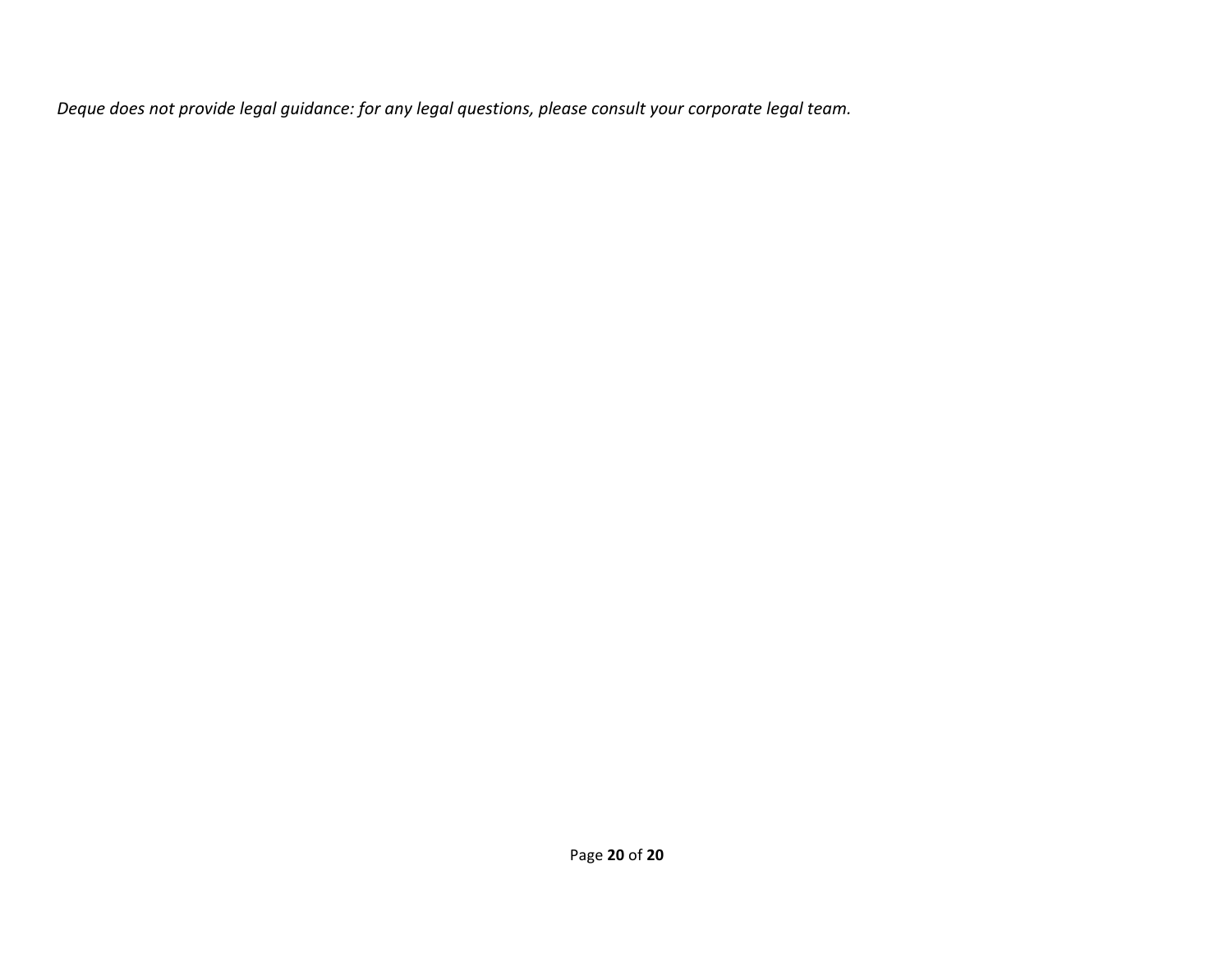*Deque does not provide legal guidance: for any legal questions, please consult your corporate legal team.*